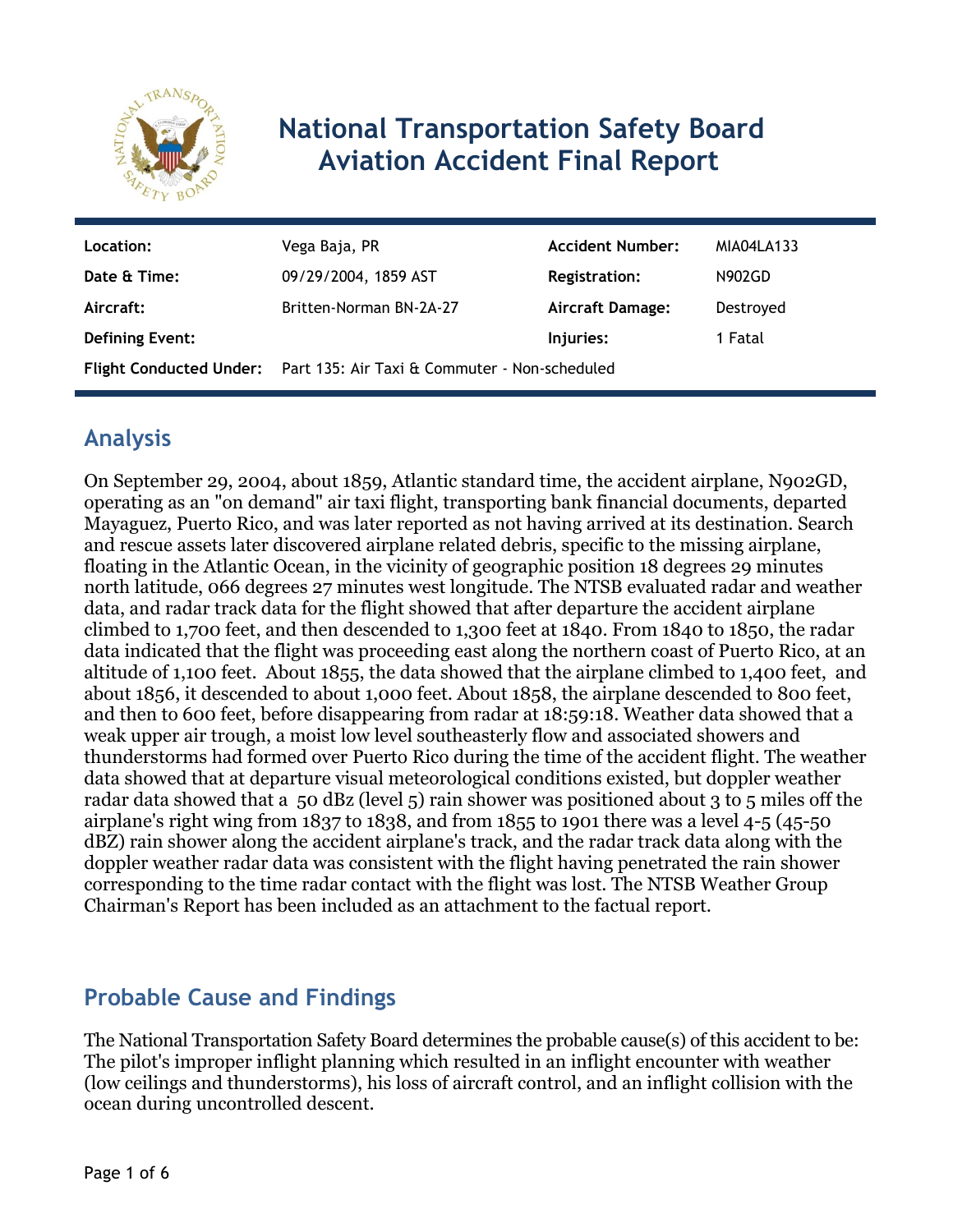# National Transportation Safety Board Aviation Accident Final Report

| | | | |
|---|---|---|---|
| **Location:** | Vega Baja, PR | **Accident Number:** | MIA04LA133 |
| **Date & Time:** | 09/29/2004, 1859 AST | **Registration:** | N902GD |
| **Aircraft:** | Britten-Norman BN-2A-27 | **Aircraft Damage:** | Destroyed |
| **Defining Event:** | | **Injuries:** | 1 Fatal |
| **Flight Conducted Under:** | Part 135: Air Taxi & Commuter - Non-scheduled | | |

## Analysis

On September 29, 2004, about 1859, Atlantic standard time, the accident airplane, N902GD, operating as an "on demand" air taxi flight, transporting bank financial documents, departed Mayaguez, Puerto Rico, and was later reported as not having arrived at its destination. Search and rescue assets later discovered airplane related debris, specific to the missing airplane, floating in the Atlantic Ocean, in the vicinity of geographic position 18 degrees 29 minutes north latitude, 066 degrees 27 minutes west longitude. The NTSB evaluated radar and weather data, and radar track data for the flight showed that after departure the accident airplane climbed to 1,700 feet, and then descended to 1,300 feet at 1840. From 1840 to 1850, the radar data indicated that the flight was proceeding east along the northern coast of Puerto Rico, at an altitude of 1,100 feet. About 1855, the data showed that the airplane climbed to 1,400 feet, and about 1856, it descended to about 1,000 feet. About 1858, the airplane descended to 800 feet, and then to 600 feet, before disappearing from radar at 18:59:18. Weather data showed that a weak upper air trough, a moist low level southeasterly flow and associated showers and thunderstorms had formed over Puerto Rico during the time of the accident flight. The weather data showed that at departure visual meteorological conditions existed, but doppler weather radar data showed that a 50 dBz (level 5) rain shower was positioned about 3 to 5 miles off the airplane's right wing from 1837 to 1838, and from 1855 to 1901 there was a level 4-5 (45-50 dBZ) rain shower along the accident airplane's track, and the radar track data along with the doppler weather radar data was consistent with the flight having penetrated the rain shower corresponding to the time radar contact with the flight was lost. The NTSB Weather Group Chairman's Report has been included as an attachment to the factual report.

## Probable Cause and Findings

The National Transportation Safety Board determines the probable cause(s) of this accident to be:
The pilot's improper inflight planning which resulted in an inflight encounter with weather (low ceilings and thunderstorms), his loss of aircraft control, and an inflight collision with the ocean during uncontrolled descent.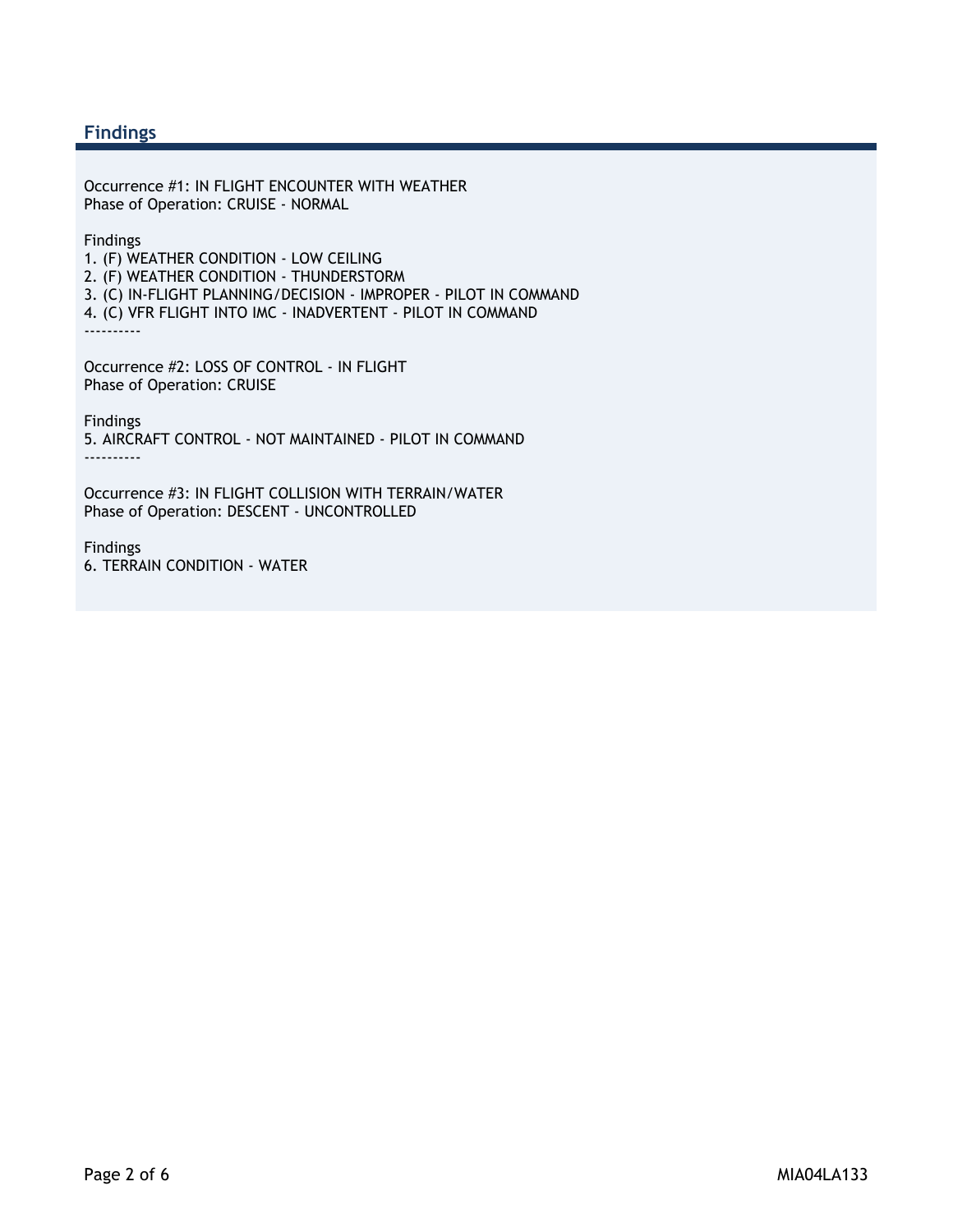## Findings

Occurrence #1: IN FLIGHT ENCOUNTER WITH WEATHER
Phase of Operation: CRUISE - NORMAL

Findings
1. (F) WEATHER CONDITION - LOW CEILING
2. (F) WEATHER CONDITION - THUNDERSTORM
3. (C) IN-FLIGHT PLANNING/DECISION - IMPROPER - PILOT IN COMMAND
4. (C) VFR FLIGHT INTO IMC - INADVERTENT - PILOT IN COMMAND

----------

Occurrence #2: LOSS OF CONTROL - IN FLIGHT
Phase of Operation: CRUISE

Findings
5. AIRCRAFT CONTROL - NOT MAINTAINED - PILOT IN COMMAND

----------

Occurrence #3: IN FLIGHT COLLISION WITH TERRAIN/WATER
Phase of Operation: DESCENT - UNCONTROLLED

Findings
6. TERRAIN CONDITION - WATER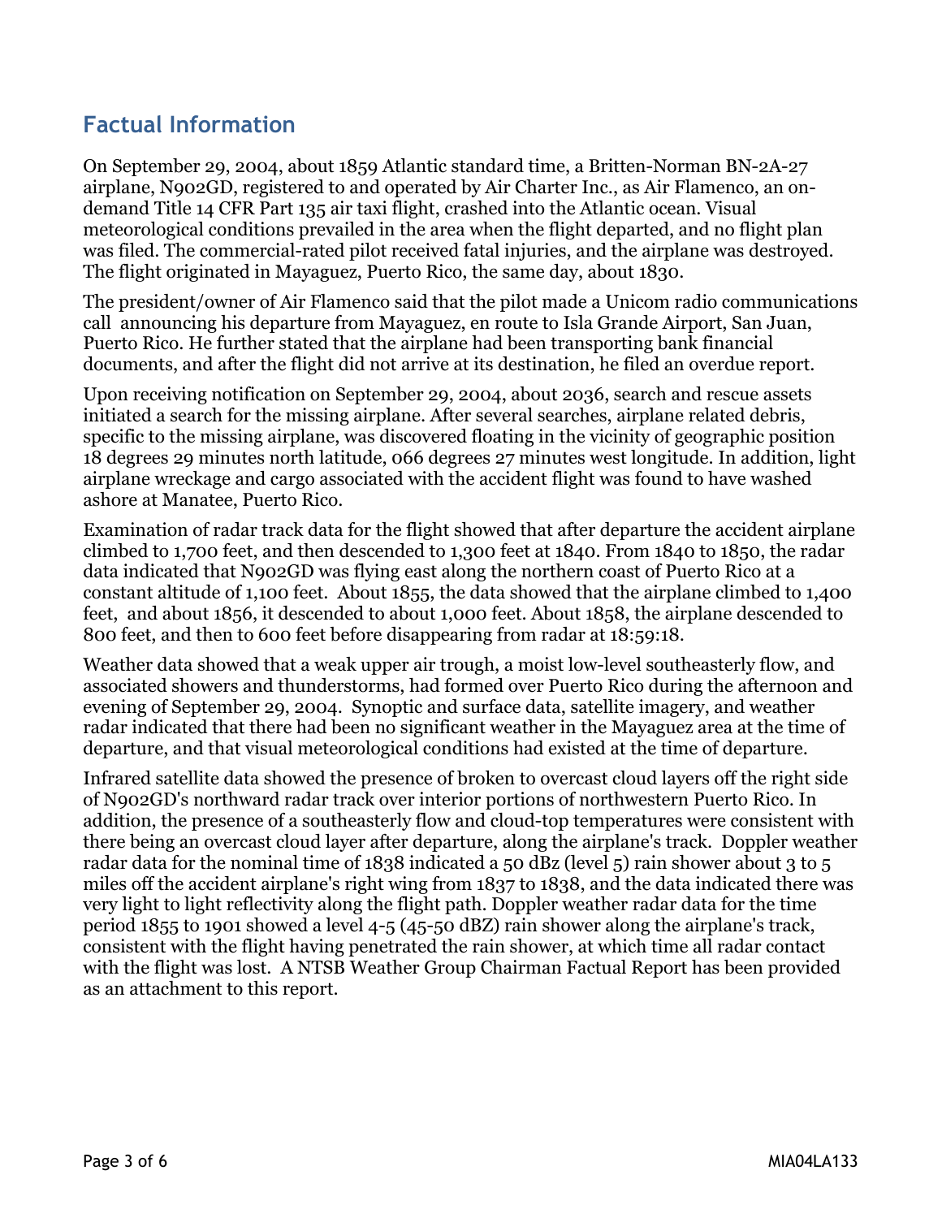## Factual Information

On September 29, 2004, about 1859 Atlantic standard time, a Britten-Norman BN-2A-27 airplane, N902GD, registered to and operated by Air Charter Inc., as Air Flamenco, an on-demand Title 14 CFR Part 135 air taxi flight, crashed into the Atlantic ocean. Visual meteorological conditions prevailed in the area when the flight departed, and no flight plan was filed. The commercial-rated pilot received fatal injuries, and the airplane was destroyed. The flight originated in Mayaguez, Puerto Rico, the same day, about 1830.

The president/owner of Air Flamenco said that the pilot made a Unicom radio communications call announcing his departure from Mayaguez, en route to Isla Grande Airport, San Juan, Puerto Rico. He further stated that the airplane had been transporting bank financial documents, and after the flight did not arrive at its destination, he filed an overdue report.

Upon receiving notification on September 29, 2004, about 2036, search and rescue assets initiated a search for the missing airplane. After several searches, airplane related debris, specific to the missing airplane, was discovered floating in the vicinity of geographic position 18 degrees 29 minutes north latitude, 066 degrees 27 minutes west longitude. In addition, light airplane wreckage and cargo associated with the accident flight was found to have washed ashore at Manatee, Puerto Rico.

Examination of radar track data for the flight showed that after departure the accident airplane climbed to 1,700 feet, and then descended to 1,300 feet at 1840. From 1840 to 1850, the radar data indicated that N902GD was flying east along the northern coast of Puerto Rico at a constant altitude of 1,100 feet. About 1855, the data showed that the airplane climbed to 1,400 feet, and about 1856, it descended to about 1,000 feet. About 1858, the airplane descended to 800 feet, and then to 600 feet before disappearing from radar at 18:59:18.

Weather data showed that a weak upper air trough, a moist low-level southeasterly flow, and associated showers and thunderstorms, had formed over Puerto Rico during the afternoon and evening of September 29, 2004. Synoptic and surface data, satellite imagery, and weather radar indicated that there had been no significant weather in the Mayaguez area at the time of departure, and that visual meteorological conditions had existed at the time of departure.

Infrared satellite data showed the presence of broken to overcast cloud layers off the right side of N902GD's northward radar track over interior portions of northwestern Puerto Rico. In addition, the presence of a southeasterly flow and cloud-top temperatures were consistent with there being an overcast cloud layer after departure, along the airplane's track. Doppler weather radar data for the nominal time of 1838 indicated a 50 dBz (level 5) rain shower about 3 to 5 miles off the accident airplane's right wing from 1837 to 1838, and the data indicated there was very light to light reflectivity along the flight path. Doppler weather radar data for the time period 1855 to 1901 showed a level 4-5 (45-50 dBZ) rain shower along the airplane's track, consistent with the flight having penetrated the rain shower, at which time all radar contact with the flight was lost. A NTSB Weather Group Chairman Factual Report has been provided as an attachment to this report.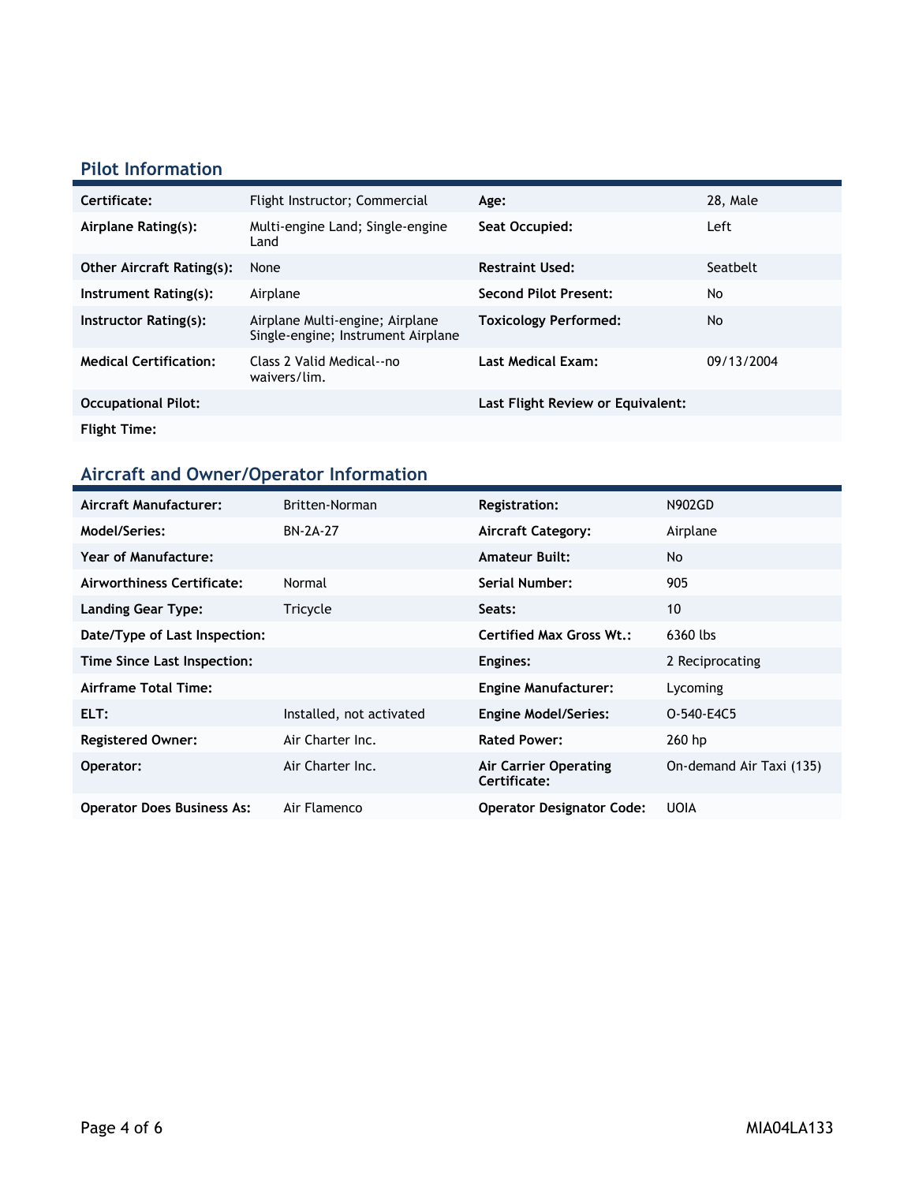## Pilot Information

| | | | |
|---|---|---|---|
| **Certificate:** | Flight Instructor; Commercial | **Age:** | 28, Male |
| **Airplane Rating(s):** | Multi-engine Land; Single-engine Land | **Seat Occupied:** | Left |
| **Other Aircraft Rating(s):** | None | **Restraint Used:** | Seatbelt |
| **Instrument Rating(s):** | Airplane | **Second Pilot Present:** | No |
| **Instructor Rating(s):** | Airplane Multi-engine; Airplane Single-engine; Instrument Airplane | **Toxicology Performed:** | No |
| **Medical Certification:** | Class 2 Valid Medical--no waivers/lim. | **Last Medical Exam:** | 09/13/2004 |
| **Occupational Pilot:** | | **Last Flight Review or Equivalent:** | |
| **Flight Time:** | | | |

## Aircraft and Owner/Operator Information

| | | | |
|---|---|---|---|
| **Aircraft Manufacturer:** | Britten-Norman | **Registration:** | N902GD |
| **Model/Series:** | BN-2A-27 | **Aircraft Category:** | Airplane |
| **Year of Manufacture:** | | **Amateur Built:** | No |
| **Airworthiness Certificate:** | Normal | **Serial Number:** | 905 |
| **Landing Gear Type:** | Tricycle | **Seats:** | 10 |
| **Date/Type of Last Inspection:** | | **Certified Max Gross Wt.:** | 6360 lbs |
| **Time Since Last Inspection:** | | **Engines:** | 2 Reciprocating |
| **Airframe Total Time:** | | **Engine Manufacturer:** | Lycoming |
| **ELT:** | Installed, not activated | **Engine Model/Series:** | O-540-E4C5 |
| **Registered Owner:** | Air Charter Inc. | **Rated Power:** | 260 hp |
| **Operator:** | Air Charter Inc. | **Air Carrier Operating Certificate:** | On-demand Air Taxi (135) |
| **Operator Does Business As:** | Air Flamenco | **Operator Designator Code:** | UOIA |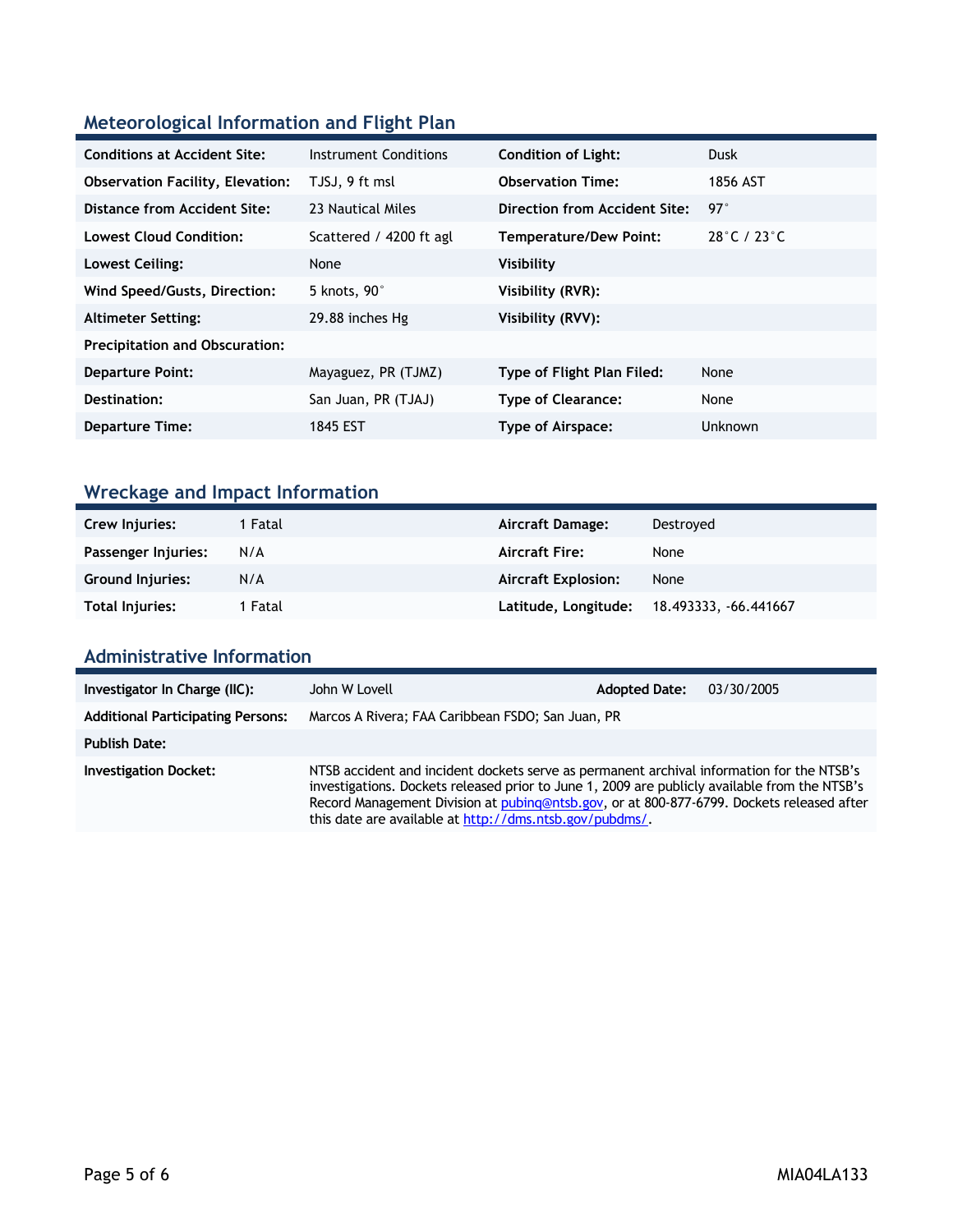## Meteorological Information and Flight Plan

| | | | |
|---|---|---|---|
| **Conditions at Accident Site:** | Instrument Conditions | **Condition of Light:** | Dusk |
| **Observation Facility, Elevation:** | TJSJ, 9 ft msl | **Observation Time:** | 1856 AST |
| **Distance from Accident Site:** | 23 Nautical Miles | **Direction from Accident Site:** | 97° |
| **Lowest Cloud Condition:** | Scattered / 4200 ft agl | **Temperature/Dew Point:** | 28°C / 23°C |
| **Lowest Ceiling:** | None | **Visibility** | |
| **Wind Speed/Gusts, Direction:** | 5 knots, 90° | **Visibility (RVR):** | |
| **Altimeter Setting:** | 29.88 inches Hg | **Visibility (RVV):** | |
| **Precipitation and Obscuration:** | | | |
| **Departure Point:** | Mayaguez, PR (TJMZ) | **Type of Flight Plan Filed:** | None |
| **Destination:** | San Juan, PR (TJAJ) | **Type of Clearance:** | None |
| **Departure Time:** | 1845 EST | **Type of Airspace:** | Unknown |

## Wreckage and Impact Information

| | | | |
|---|---|---|---|
| **Crew Injuries:** | 1 Fatal | **Aircraft Damage:** | Destroyed |
| **Passenger Injuries:** | N/A | **Aircraft Fire:** | None |
| **Ground Injuries:** | N/A | **Aircraft Explosion:** | None |
| **Total Injuries:** | 1 Fatal | **Latitude, Longitude:** | 18.493333, -66.441667 |

## Administrative Information

| | | | |
|---|---|---|---|
| **Investigator In Charge (IIC):** | John W Lovell | **Adopted Date:** | 03/30/2005 |
| **Additional Participating Persons:** | Marcos A Rivera; FAA Caribbean FSDO; San Juan, PR | | |
| **Publish Date:** | | | |
| **Investigation Docket:** | NTSB accident and incident dockets serve as permanent archival information for the NTSB's investigations. Dockets released prior to June 1, 2009 are publicly available from the NTSB's Record Management Division at pubinq@ntsb.gov, or at 800-877-6799. Dockets released after this date are available at http://dms.ntsb.gov/pubdms/. | | |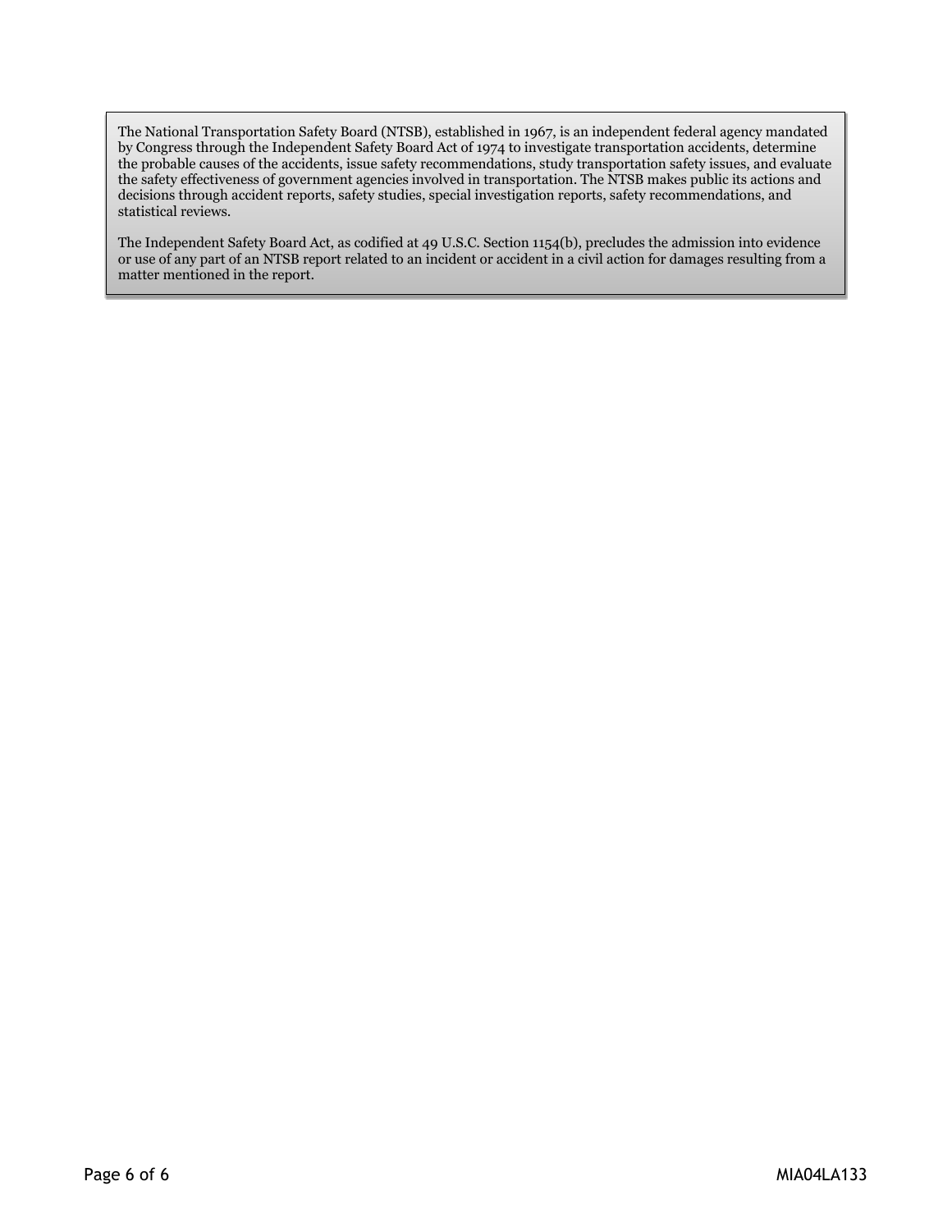The National Transportation Safety Board (NTSB), established in 1967, is an independent federal agency mandated by Congress through the Independent Safety Board Act of 1974 to investigate transportation accidents, determine the probable causes of the accidents, issue safety recommendations, study transportation safety issues, and evaluate the safety effectiveness of government agencies involved in transportation. The NTSB makes public its actions and decisions through accident reports, safety studies, special investigation reports, safety recommendations, and statistical reviews.

The Independent Safety Board Act, as codified at 49 U.S.C. Section 1154(b), precludes the admission into evidence or use of any part of an NTSB report related to an incident or accident in a civil action for damages resulting from a matter mentioned in the report.